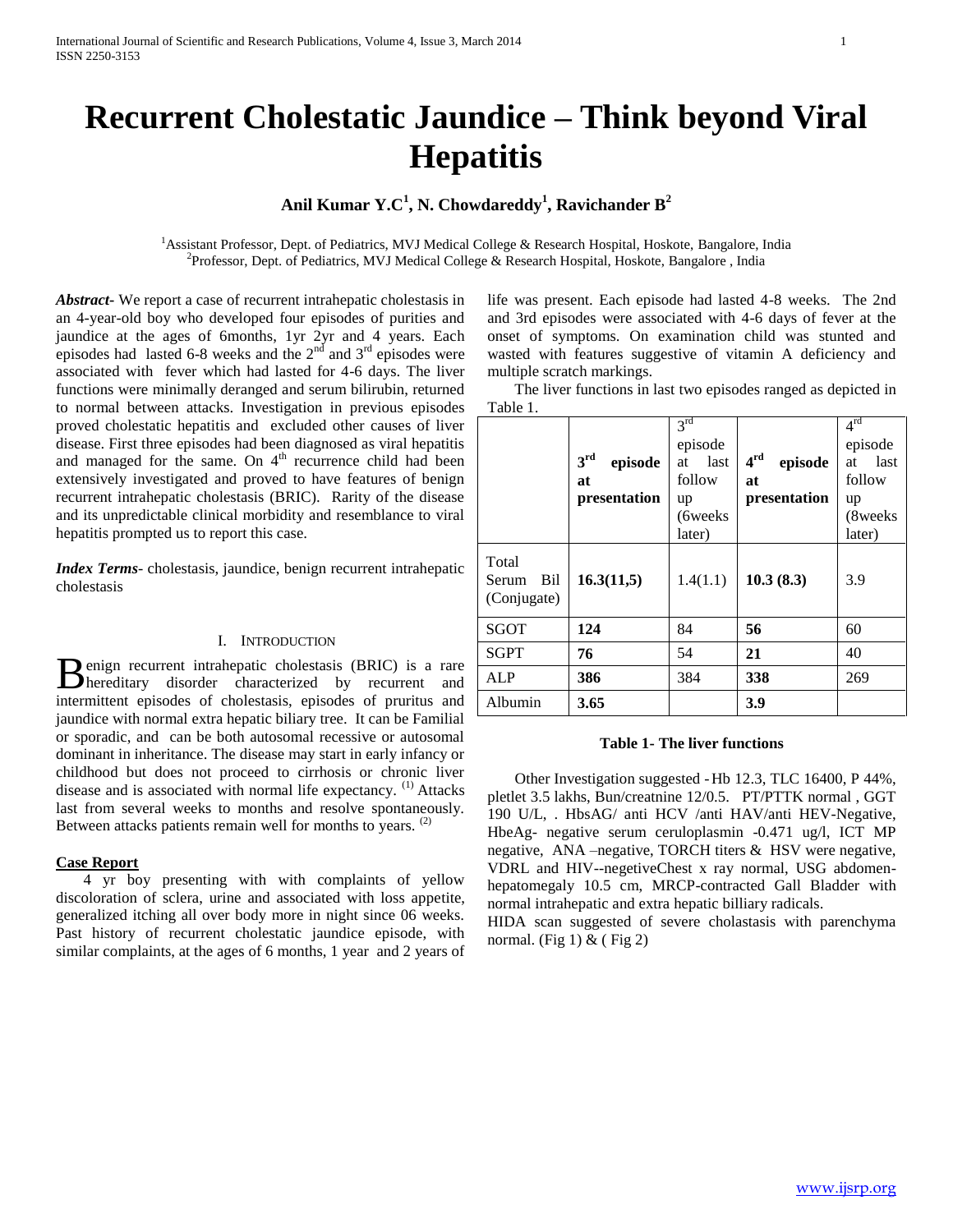# Recurrent Cholestatic Jaundice – Think beyond Viral Hepatitis

**Anil Kumar Y.C[1], N. Chowdareddy[1], Ravichander B[2]**

[1]Assistant Professor, Dept. of Pediatrics, MVJ Medical College & Research Hospital, Hoskote, Bangalore, India
[2]Professor, Dept. of Pediatrics, MVJ Medical College & Research Hospital, Hoskote, Bangalore , India

***Abstract-*** We report a case of recurrent intrahepatic cholestasis in an 4-year-old boy who developed four episodes of purities and jaundice at the ages of 6months, 1yr 2yr and 4 years. Each episodes had lasted 6-8 weeks and the 2nd and 3rd episodes were associated with fever which had lasted for 4-6 days. The liver functions were minimally deranged and serum bilirubin, returned to normal between attacks. Investigation in previous episodes proved cholestatic hepatitis and excluded other causes of liver disease. First three episodes had been diagnosed as viral hepatitis and managed for the same. On 4th recurrence child had been extensively investigated and proved to have features of benign recurrent intrahepatic cholestasis (BRIC). Rarity of the disease and its unpredictable clinical morbidity and resemblance to viral hepatitis prompted us to report this case.

***Index Terms-*** cholestasis, jaundice, benign recurrent intrahepatic cholestasis

## I. Introduction

Benign recurrent intrahepatic cholestasis (BRIC) is a rare hereditary disorder characterized by recurrent and intermittent episodes of cholestasis, episodes of pruritus and jaundice with normal extra hepatic biliary tree. It can be Familial or sporadic, and can be both autosomal recessive or autosomal dominant in inheritance. The disease may start in early infancy or childhood but does not proceed to cirrhosis or chronic liver disease and is associated with normal life expectancy. [1] Attacks last from several weeks to months and resolve spontaneously. Between attacks patients remain well for months to years. [2]

### Case Report

4 yr boy presenting with with complaints of yellow discoloration of sclera, urine and associated with loss appetite, generalized itching all over body more in night since 06 weeks. Past history of recurrent cholestatic jaundice episode, with similar complaints, at the ages of 6 months, 1 year and 2 years of life was present. Each episode had lasted 4-8 weeks. The 2nd and 3rd episodes were associated with 4-6 days of fever at the onset of symptoms. On examination child was stunted and wasted with features suggestive of vitamin A deficiency and multiple scratch markings.

The liver functions in last two episodes ranged as depicted in Table 1.

| | **3rd episode at presentation** | 3rd episode at last follow up (6weeks later) | **4rd episode at presentation** | 4rd episode at last follow up (8weeks later) |
|---|---|---|---|---|
| Total Serum Bil (Conjugate) | **16.3(11,5)** | 1.4(1.1) | **10.3 (8.3)** | 3.9 |
| SGOT | **124** | 84 | **56** | 60 |
| SGPT | **76** | 54 | **21** | 40 |
| ALP | **386** | 384 | **338** | 269 |
| Albumin | **3.65** | | **3.9** | |

**Table 1- The liver functions**

Other Investigation suggested - Hb 12.3, TLC 16400, P 44%, pletlet 3.5 lakhs, Bun/creatnine 12/0.5. PT/PTTK normal , GGT 190 U/L, . HbsAG/ anti HCV /anti HAV/anti HEV-Negative, HbeAg- negative serum ceruloplasmin -0.471 ug/l, ICT MP negative, ANA –negative, TORCH titers & HSV were negative, VDRL and HIV--negetiveChest x ray normal, USG abdomen-hepatomegaly 10.5 cm, MRCP-contracted Gall Bladder with normal intrahepatic and extra hepatic billiary radicals.

HIDA scan suggested of severe cholastasis with parenchyma normal. (Fig 1) & ( Fig 2)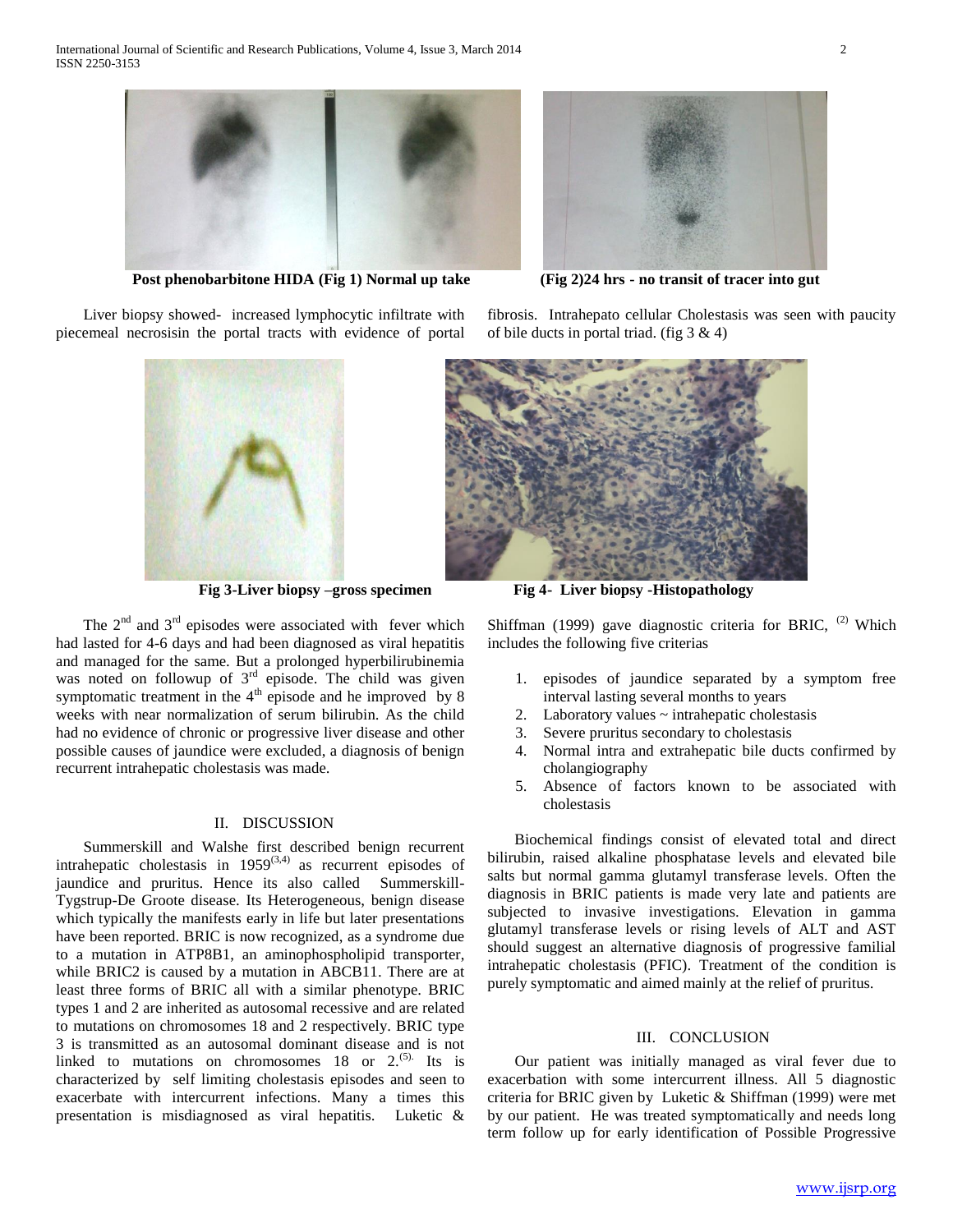Post phenobarbitone HIDA (Fig 1) Normal up take

(Fig 2)24 hrs - no transit of tracer into gut

Liver biopsy showed- increased lymphocytic infiltrate with piecemeal necrosisin the portal tracts with evidence of portal fibrosis. Intrahepato cellular Cholestasis was seen with paucity of bile ducts in portal triad. (fig 3 & 4)

Fig 3-Liver biopsy –gross specimen

Fig 4- Liver biopsy -Histopathology

The 2nd and 3rd episodes were associated with fever which had lasted for 4-6 days and had been diagnosed as viral hepatitis and managed for the same. But a prolonged hyperbilirubinemia was noted on followup of 3rd episode. The child was given symptomatic treatment in the 4th episode and he improved by 8 weeks with near normalization of serum bilirubin. As the child had no evidence of chronic or progressive liver disease and other possible causes of jaundice were excluded, a diagnosis of benign recurrent intrahepatic cholestasis was made.

## II. DISCUSSION

Summerskill and Walshe first described benign recurrent intrahepatic cholestasis in 1959[3,4] as recurrent episodes of jaundice and pruritus. Hence its also called Summerskill-Tygstrup-De Groote disease. Its Heterogeneous, benign disease which typically the manifests early in life but later presentations have been reported. BRIC is now recognized, as a syndrome due to a mutation in ATP8B1, an aminophospholipid transporter, while BRIC2 is caused by a mutation in ABCB11. There are at least three forms of BRIC all with a similar phenotype. BRIC types 1 and 2 are inherited as autosomal recessive and are related to mutations on chromosomes 18 and 2 respectively. BRIC type 3 is transmitted as an autosomal dominant disease and is not linked to mutations on chromosomes 18 or 2.[5] Its is characterized by self limiting cholestasis episodes and seen to exacerbate with intercurrent infections. Many a times this presentation is misdiagnosed as viral hepatitis. Luketic & Shiffman (1999) gave diagnostic criteria for BRIC, [2] Which includes the following five criterias

1. episodes of jaundice separated by a symptom free interval lasting several months to years
2. Laboratory values ~ intrahepatic cholestasis
3. Severe pruritus secondary to cholestasis
4. Normal intra and extrahepatic bile ducts confirmed by cholangiography
5. Absence of factors known to be associated with cholestasis

Biochemical findings consist of elevated total and direct bilirubin, raised alkaline phosphatase levels and elevated bile salts but normal gamma glutamyl transferase levels. Often the diagnosis in BRIC patients is made very late and patients are subjected to invasive investigations. Elevation in gamma glutamyl transferase levels or rising levels of ALT and AST should suggest an alternative diagnosis of progressive familial intrahepatic cholestasis (PFIC). Treatment of the condition is purely symptomatic and aimed mainly at the relief of pruritus.

## III. CONCLUSION

Our patient was initially managed as viral fever due to exacerbation with some intercurrent illness. All 5 diagnostic criteria for BRIC given by Luketic & Shiffman (1999) were met by our patient. He was treated symptomatically and needs long term follow up for early identification of Possible Progressive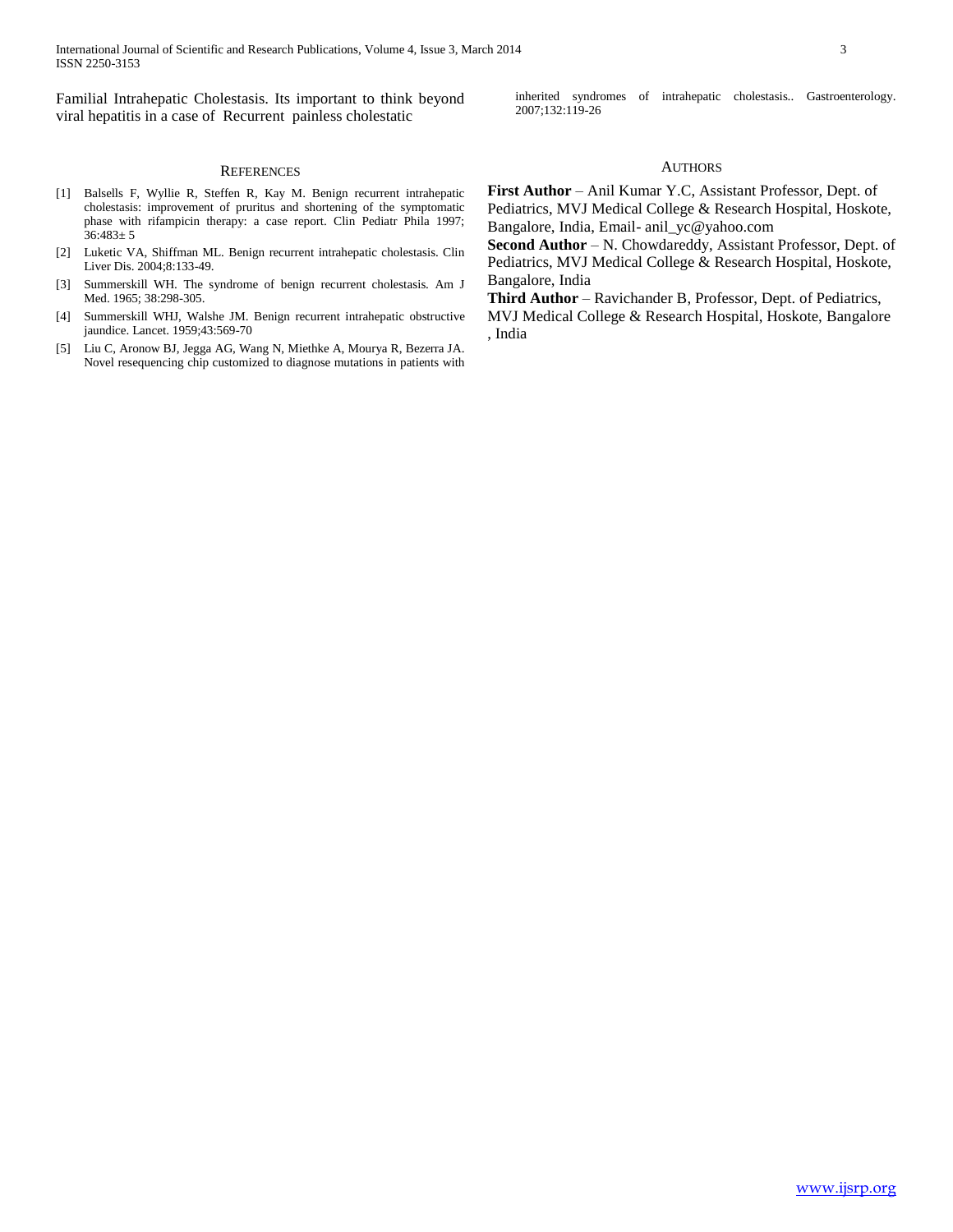Familial Intrahepatic Cholestasis. Its important to think beyond viral hepatitis in a case of Recurrent painless cholestatic

## References

[1] Balsells F, Wyllie R, Steffen R, Kay M. Benign recurrent intrahepatic cholestasis: improvement of pruritus and shortening of the symptomatic phase with rifampicin therapy: a case report. Clin Pediatr Phila 1997; 36:483± 5

[2] Luketic VA, Shiffman ML. Benign recurrent intrahepatic cholestasis. Clin Liver Dis. 2004;8:133-49.

[3] Summerskill WH. The syndrome of benign recurrent cholestasis. Am J Med. 1965; 38:298-305.

[4] Summerskill WHJ, Walshe JM. Benign recurrent intrahepatic obstructive jaundice. Lancet. 1959;43:569-70

[5] Liu C, Aronow BJ, Jegga AG, Wang N, Miethke A, Mourya R, Bezerra JA. Novel resequencing chip customized to diagnose mutations in patients with inherited syndromes of intrahepatic cholestasis.. Gastroenterology. 2007;132:119-26

## Authors

**First Author** – Anil Kumar Y.C, Assistant Professor, Dept. of Pediatrics, MVJ Medical College & Research Hospital, Hoskote, Bangalore, India, Email- anil_yc@yahoo.com

**Second Author** – N. Chowdareddy, Assistant Professor, Dept. of Pediatrics, MVJ Medical College & Research Hospital, Hoskote, Bangalore, India

**Third Author** – Ravichander B, Professor, Dept. of Pediatrics, MVJ Medical College & Research Hospital, Hoskote, Bangalore , India